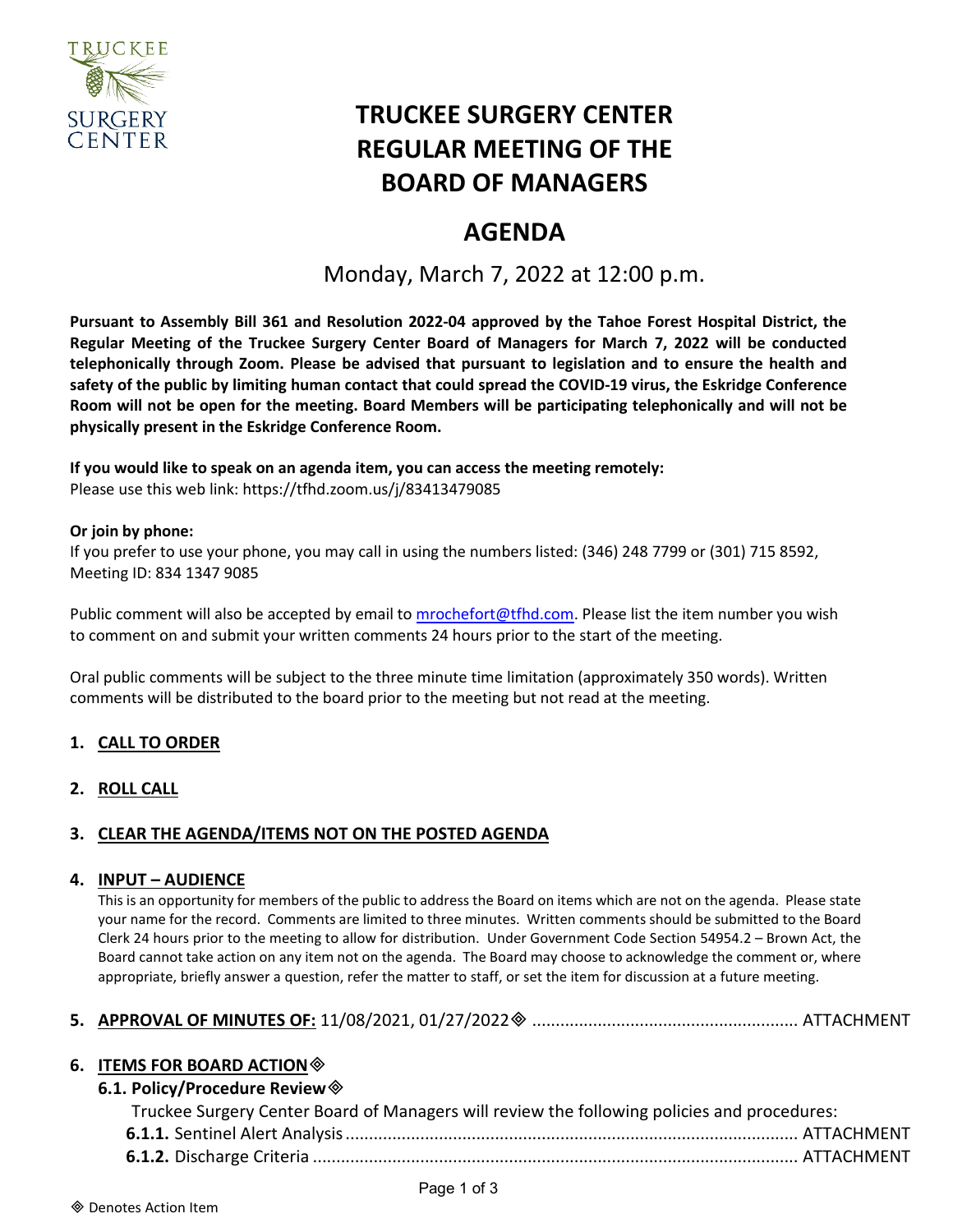# TRUCKEE SURGERY CENTER REGULAR MEETING OF THE BOARD OF MANAGERS

## AGENDA

Monday, March 7, 2022 at 12:00 p.m.

**Pursuant to Assembly Bill 361 and Resolution 2022-04 approved by the Tahoe Forest Hospital District, the Regular Meeting of the Truckee Surgery Center Board of Managers for March 7, 2022 will be conducted telephonically through Zoom. Please be advised that pursuant to legislation and to ensure the health and safety of the public by limiting human contact that could spread the COVID-19 virus, the Eskridge Conference Room will not be open for the meeting. Board Members will be participating telephonically and will not be physically present in the Eskridge Conference Room.**

**If you would like to speak on an agenda item, you can access the meeting remotely:**
Please use this web link: https://tfhd.zoom.us/j/83413479085

**Or join by phone:**
If you prefer to use your phone, you may call in using the numbers listed: (346) 248 7799 or (301) 715 8592, Meeting ID: 834 1347 9085

Public comment will also be accepted by email to mrochefort@tfhd.com. Please list the item number you wish to comment on and submit your written comments 24 hours prior to the start of the meeting.

Oral public comments will be subject to the three minute time limitation (approximately 350 words). Written comments will be distributed to the board prior to the meeting but not read at the meeting.

1. **CALL TO ORDER**

2. **ROLL CALL**

3. **CLEAR THE AGENDA/ITEMS NOT ON THE POSTED AGENDA**

4. **INPUT – AUDIENCE**
   This is an opportunity for members of the public to address the Board on items which are not on the agenda. Please state your name for the record. Comments are limited to three minutes. Written comments should be submitted to the Board Clerk 24 hours prior to the meeting to allow for distribution. Under Government Code Section 54954.2 – Brown Act, the Board cannot take action on any item not on the agenda. The Board may choose to acknowledge the comment or, where appropriate, briefly answer a question, refer the matter to staff, or set the item for discussion at a future meeting.

5. **APPROVAL OF MINUTES OF:** 11/08/2021, 01/27/2022◈ ........................................................ ATTACHMENT

6. **ITEMS FOR BOARD ACTION**◈
   **6.1. Policy/Procedure Review**◈
   Truckee Surgery Center Board of Managers will review the following policies and procedures:
   **6.1.1.** Sentinel Alert Analysis ................................................................................................ ATTACHMENT
   **6.1.2.** Discharge Criteria ...................................................................................................... ATTACHMENT

◈ Denotes Action Item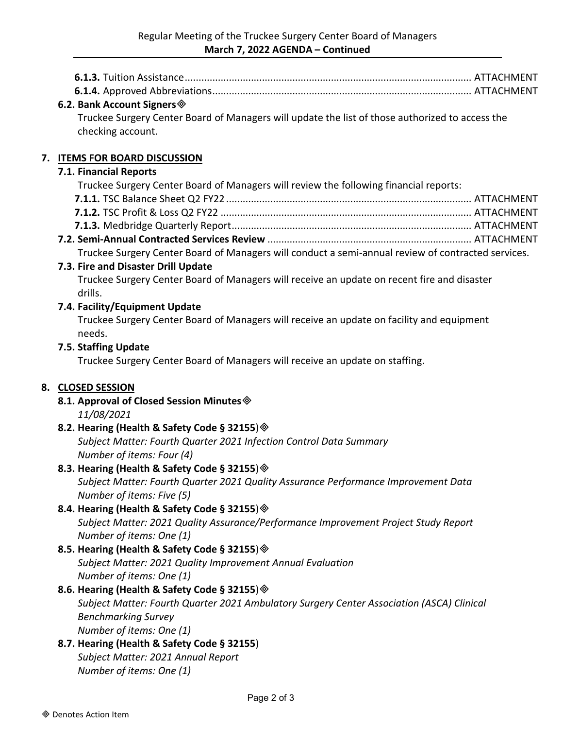Regular Meeting of the Truckee Surgery Center Board of Managers
**March 7, 2022 AGENDA – Continued**

**6.1.3.** Tuition Assistance........................................................................................................ ATTACHMENT
**6.1.4.** Approved Abbreviations.............................................................................................. ATTACHMENT

**6.2. Bank Account Signers**◈
Truckee Surgery Center Board of Managers will update the list of those authorized to access the checking account.

**7. ITEMS FOR BOARD DISCUSSION**

**7.1. Financial Reports**
Truckee Surgery Center Board of Managers will review the following financial reports:
**7.1.1.** TSC Balance Sheet Q2 FY22 ........................................................................................ ATTACHMENT
**7.1.2.** TSC Profit & Loss Q2 FY22 .......................................................................................... ATTACHMENT
**7.1.3.** Medbridge Quarterly Report........................................................................................ ATTACHMENT

**7.2. Semi-Annual Contracted Services Review** ......................................................................... ATTACHMENT
Truckee Surgery Center Board of Managers will conduct a semi-annual review of contracted services.

**7.3. Fire and Disaster Drill Update**
Truckee Surgery Center Board of Managers will receive an update on recent fire and disaster drills.

**7.4. Facility/Equipment Update**
Truckee Surgery Center Board of Managers will receive an update on facility and equipment needs.

**7.5. Staffing Update**
Truckee Surgery Center Board of Managers will receive an update on staffing.

**8. CLOSED SESSION**

**8.1. Approval of Closed Session Minutes**◈
*11/08/2021*

**8.2. Hearing (Health & Safety Code § 32155)**◈
*Subject Matter: Fourth Quarter 2021 Infection Control Data Summary*
*Number of items: Four (4)*

**8.3. Hearing (Health & Safety Code § 32155)**◈
*Subject Matter: Fourth Quarter 2021 Quality Assurance Performance Improvement Data*
*Number of items: Five (5)*

**8.4. Hearing (Health & Safety Code § 32155)**◈
*Subject Matter: 2021 Quality Assurance/Performance Improvement Project Study Report*
*Number of items: One (1)*

**8.5. Hearing (Health & Safety Code § 32155)**◈
*Subject Matter: 2021 Quality Improvement Annual Evaluation*
*Number of items: One (1)*

**8.6. Hearing (Health & Safety Code § 32155)**◈
*Subject Matter: Fourth Quarter 2021 Ambulatory Surgery Center Association (ASCA) Clinical Benchmarking Survey*
*Number of items: One (1)*

**8.7. Hearing (Health & Safety Code § 32155)**
*Subject Matter: 2021 Annual Report*
*Number of items: One (1)*

◈ Denotes Action Item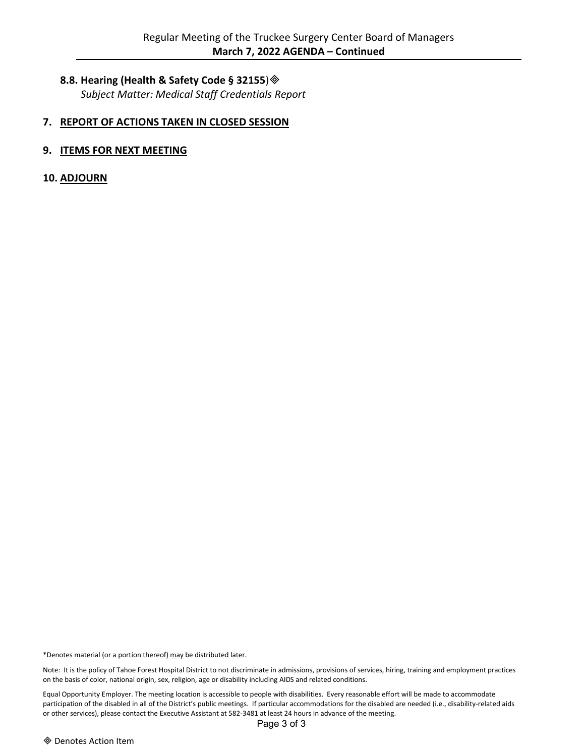**8.8. Hearing (Health & Safety Code § 32155)** ◈
*Subject Matter: Medical Staff Credentials Report*

## 7. REPORT OF ACTIONS TAKEN IN CLOSED SESSION

## 9. ITEMS FOR NEXT MEETING

## 10. ADJOURN

*Denotes material (or a portion thereof) may be distributed later.

Note: It is the policy of Tahoe Forest Hospital District to not discriminate in admissions, provisions of services, hiring, training and employment practices on the basis of color, national origin, sex, religion, age or disability including AIDS and related conditions.

Equal Opportunity Employer. The meeting location is accessible to people with disabilities. Every reasonable effort will be made to accommodate participation of the disabled in all of the District's public meetings. If particular accommodations for the disabled are needed (i.e., disability-related aids or other services), please contact the Executive Assistant at 582-3481 at least 24 hours in advance of the meeting.

◈ Denotes Action Item